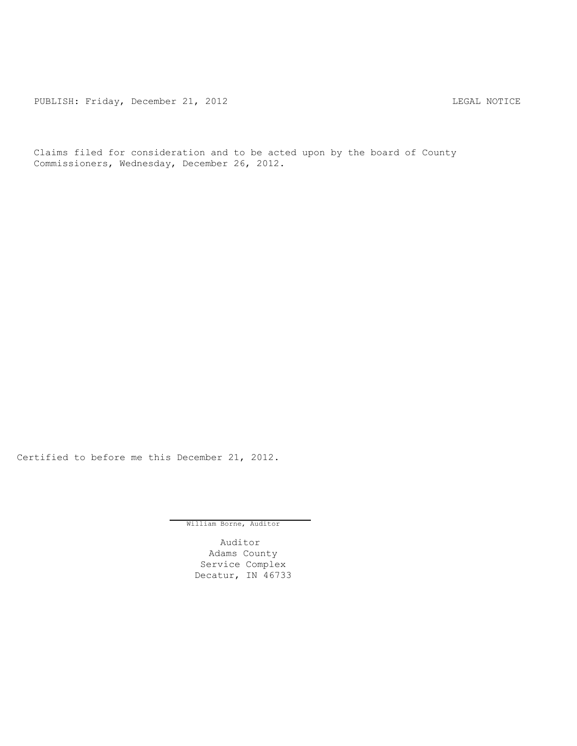PUBLISH: Friday, December 21, 2012 LEGAL NOTICE

Claims filed for consideration and to be acted upon by the board of County Commissioners, Wednesday, December 26, 2012.

Certified to before me this December 21, 2012.

William Borne, Auditor

Auditor
Adams County
Service Complex
Decatur, IN 46733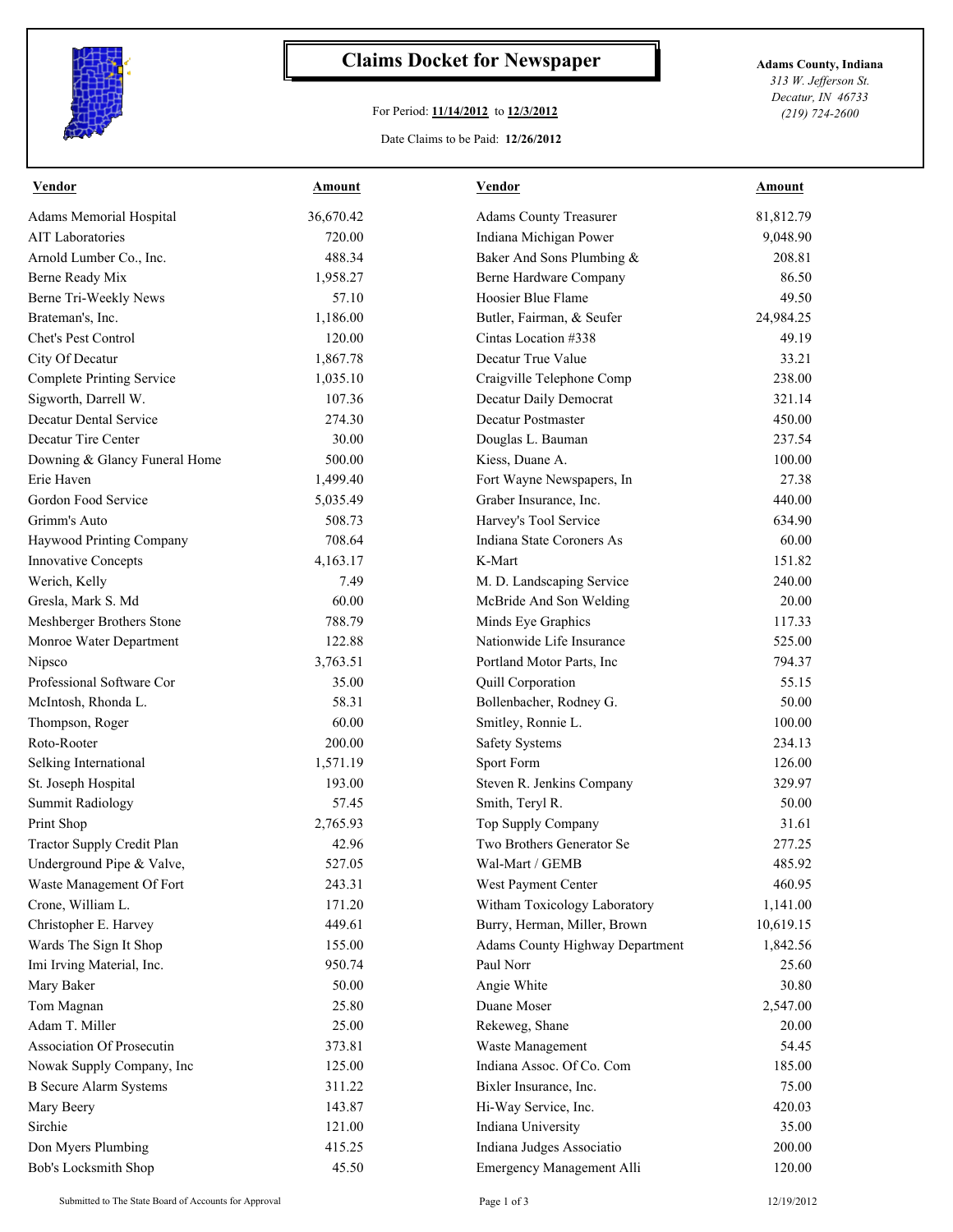# Claims Docket for Newspaper

For Period: **11/14/2012** to **12/3/2012**

Date Claims to be Paid: **12/26/2012**

**Adams County, Indiana**
*313 W. Jefferson St.*
*Decatur, IN 46733*
*(219) 724-2600*

| Vendor | Amount | Vendor | Amount |
|---|---|---|---|
| Adams Memorial Hospital | 36,670.42 | Adams County Treasurer | 81,812.79 |
| AIT Laboratories | 720.00 | Indiana Michigan Power | 9,048.90 |
| Arnold Lumber Co., Inc. | 488.34 | Baker And Sons Plumbing & | 208.81 |
| Berne Ready Mix | 1,958.27 | Berne Hardware Company | 86.50 |
| Berne Tri-Weekly News | 57.10 | Hoosier Blue Flame | 49.50 |
| Brateman's, Inc. | 1,186.00 | Butler, Fairman, & Seufer | 24,984.25 |
| Chet's Pest Control | 120.00 | Cintas Location #338 | 49.19 |
| City Of Decatur | 1,867.78 | Decatur True Value | 33.21 |
| Complete Printing Service | 1,035.10 | Craigville Telephone Comp | 238.00 |
| Sigworth, Darrell W. | 107.36 | Decatur Daily Democrat | 321.14 |
| Decatur Dental Service | 274.30 | Decatur Postmaster | 450.00 |
| Decatur Tire Center | 30.00 | Douglas L. Bauman | 237.54 |
| Downing & Glancy Funeral Home | 500.00 | Kiess, Duane A. | 100.00 |
| Erie Haven | 1,499.40 | Fort Wayne Newspapers, In | 27.38 |
| Gordon Food Service | 5,035.49 | Graber Insurance, Inc. | 440.00 |
| Grimm's Auto | 508.73 | Harvey's Tool Service | 634.90 |
| Haywood Printing Company | 708.64 | Indiana State Coroners As | 60.00 |
| Innovative Concepts | 4,163.17 | K-Mart | 151.82 |
| Werich, Kelly | 7.49 | M. D. Landscaping Service | 240.00 |
| Gresla, Mark S. Md | 60.00 | McBride And Son Welding | 20.00 |
| Meshberger Brothers Stone | 788.79 | Minds Eye Graphics | 117.33 |
| Monroe Water Department | 122.88 | Nationwide Life Insurance | 525.00 |
| Nipsco | 3,763.51 | Portland Motor Parts, Inc | 794.37 |
| Professional Software Cor | 35.00 | Quill Corporation | 55.15 |
| McIntosh, Rhonda L. | 58.31 | Bollenbacher, Rodney G. | 50.00 |
| Thompson, Roger | 60.00 | Smitley, Ronnie L. | 100.00 |
| Roto-Rooter | 200.00 | Safety Systems | 234.13 |
| Selking International | 1,571.19 | Sport Form | 126.00 |
| St. Joseph Hospital | 193.00 | Steven R. Jenkins Company | 329.97 |
| Summit Radiology | 57.45 | Smith, Teryl R. | 50.00 |
| Print Shop | 2,765.93 | Top Supply Company | 31.61 |
| Tractor Supply Credit Plan | 42.96 | Two Brothers Generator Se | 277.25 |
| Underground Pipe & Valve, | 527.05 | Wal-Mart / GEMB | 485.92 |
| Waste Management Of Fort | 243.31 | West Payment Center | 460.95 |
| Crone, William L. | 171.20 | Witham Toxicology Laboratory | 1,141.00 |
| Christopher E. Harvey | 449.61 | Burry, Herman, Miller, Brown | 10,619.15 |
| Wards The Sign It Shop | 155.00 | Adams County Highway Department | 1,842.56 |
| Imi Irving Material, Inc. | 950.74 | Paul Norr | 25.60 |
| Mary Baker | 50.00 | Angie White | 30.80 |
| Tom Magnan | 25.80 | Duane Moser | 2,547.00 |
| Adam T. Miller | 25.00 | Rekeweg, Shane | 20.00 |
| Association Of Prosecutin | 373.81 | Waste Management | 54.45 |
| Nowak Supply Company, Inc | 125.00 | Indiana Assoc. Of Co. Com | 185.00 |
| B Secure Alarm Systems | 311.22 | Bixler Insurance, Inc. | 75.00 |
| Mary Beery | 143.87 | Hi-Way Service, Inc. | 420.03 |
| Sirchie | 121.00 | Indiana University | 35.00 |
| Don Myers Plumbing | 415.25 | Indiana Judges Associatio | 200.00 |
| Bob's Locksmith Shop | 45.50 | Emergency Management Alli | 120.00 |

Submitted to The State Board of Accounts for Approval

12/19/2012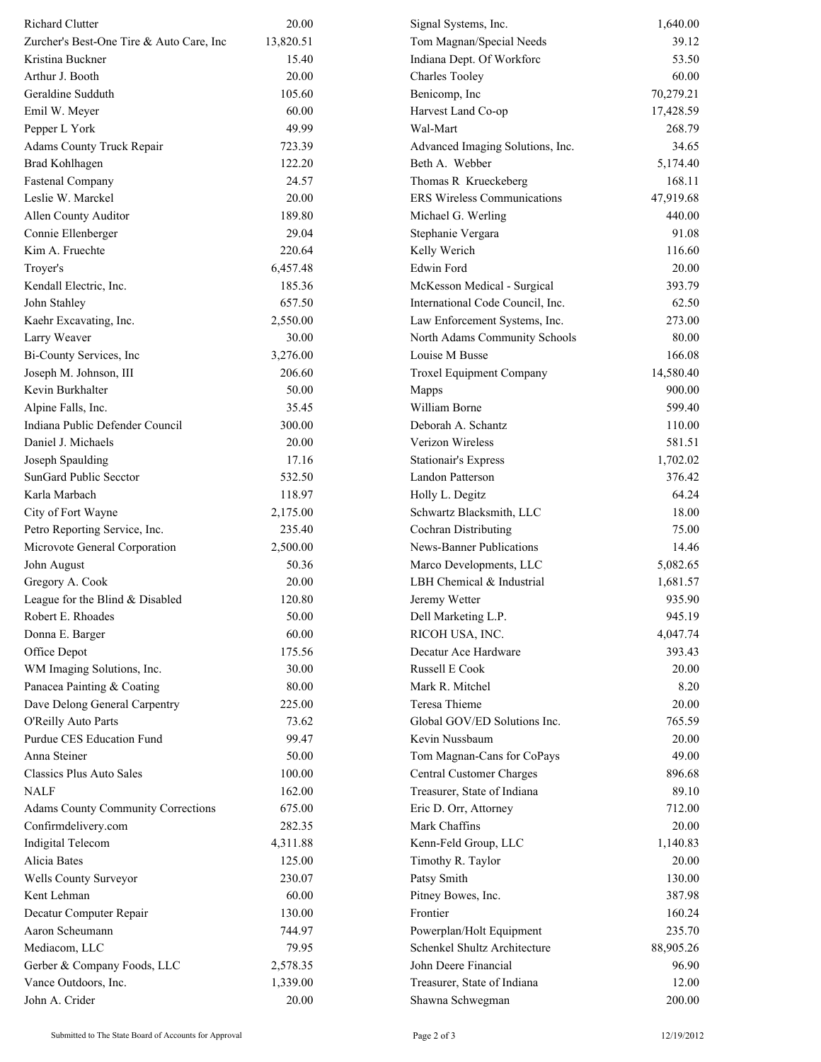| | |
|---|---|
| Richard Clutter | 20.00 |
| Zurcher's Best-One Tire & Auto Care, Inc | 13,820.51 |
| Kristina Buckner | 15.40 |
| Arthur J. Booth | 20.00 |
| Geraldine Sudduth | 105.60 |
| Emil W. Meyer | 60.00 |
| Pepper L York | 49.99 |
| Adams County Truck Repair | 723.39 |
| Brad Kohlhagen | 122.20 |
| Fastenal Company | 24.57 |
| Leslie W. Marckel | 20.00 |
| Allen County Auditor | 189.80 |
| Connie Ellenberger | 29.04 |
| Kim A. Fruechte | 220.64 |
| Troyer's | 6,457.48 |
| Kendall Electric, Inc. | 185.36 |
| John Stahley | 657.50 |
| Kaehr Excavating, Inc. | 2,550.00 |
| Larry Weaver | 30.00 |
| Bi-County Services, Inc | 3,276.00 |
| Joseph M. Johnson, III | 206.60 |
| Kevin Burkhalter | 50.00 |
| Alpine Falls, Inc. | 35.45 |
| Indiana Public Defender Council | 300.00 |
| Daniel J. Michaels | 20.00 |
| Joseph Spaulding | 17.16 |
| SunGard Public Secctor | 532.50 |
| Karla Marbach | 118.97 |
| City of Fort Wayne | 2,175.00 |
| Petro Reporting Service, Inc. | 235.40 |
| Microvote General Corporation | 2,500.00 |
| John August | 50.36 |
| Gregory A. Cook | 20.00 |
| League for the Blind & Disabled | 120.80 |
| Robert E. Rhoades | 50.00 |
| Donna E. Barger | 60.00 |
| Office Depot | 175.56 |
| WM Imaging Solutions, Inc. | 30.00 |
| Panacea Painting & Coating | 80.00 |
| Dave Delong General Carpentry | 225.00 |
| O'Reilly Auto Parts | 73.62 |
| Purdue CES Education Fund | 99.47 |
| Anna Steiner | 50.00 |
| Classics Plus Auto Sales | 100.00 |
| NALF | 162.00 |
| Adams County Community Corrections | 675.00 |
| Confirmdelivery.com | 282.35 |
| Indigital Telecom | 4,311.88 |
| Alicia Bates | 125.00 |
| Wells County Surveyor | 230.07 |
| Kent Lehman | 60.00 |
| Decatur Computer Repair | 130.00 |
| Aaron Scheumann | 744.97 |
| Mediacom, LLC | 79.95 |
| Gerber & Company Foods, LLC | 2,578.35 |
| Vance Outdoors, Inc. | 1,339.00 |
| John A. Crider | 20.00 |
| Signal Systems, Inc. | 1,640.00 |
| Tom Magnan/Special Needs | 39.12 |
| Indiana Dept. Of Workforc | 53.50 |
| Charles Tooley | 60.00 |
| Benicomp, Inc | 70,279.21 |
| Harvest Land Co-op | 17,428.59 |
| Wal-Mart | 268.79 |
| Advanced Imaging Solutions, Inc. | 34.65 |
| Beth A. Webber | 5,174.40 |
| Thomas R Krueckeberg | 168.11 |
| ERS Wireless Communications | 47,919.68 |
| Michael G. Werling | 440.00 |
| Stephanie Vergara | 91.08 |
| Kelly Werich | 116.60 |
| Edwin Ford | 20.00 |
| McKesson Medical - Surgical | 393.79 |
| International Code Council, Inc. | 62.50 |
| Law Enforcement Systems, Inc. | 273.00 |
| North Adams Community Schools | 80.00 |
| Louise M Busse | 166.08 |
| Troxel Equipment Company | 14,580.40 |
| Mapps | 900.00 |
| William Borne | 599.40 |
| Deborah A. Schantz | 110.00 |
| Verizon Wireless | 581.51 |
| Stationair's Express | 1,702.02 |
| Landon Patterson | 376.42 |
| Holly L. Degitz | 64.24 |
| Schwartz Blacksmith, LLC | 18.00 |
| Cochran Distributing | 75.00 |
| News-Banner Publications | 14.46 |
| Marco Developments, LLC | 5,082.65 |
| LBH Chemical & Industrial | 1,681.57 |
| Jeremy Wetter | 935.90 |
| Dell Marketing L.P. | 945.19 |
| RICOH USA, INC. | 4,047.74 |
| Decatur Ace Hardware | 393.43 |
| Russell E Cook | 20.00 |
| Mark R. Mitchel | 8.20 |
| Teresa Thieme | 20.00 |
| Global GOV/ED Solutions Inc. | 765.59 |
| Kevin Nussbaum | 20.00 |
| Tom Magnan-Cans for CoPays | 49.00 |
| Central Customer Charges | 896.68 |
| Treasurer, State of Indiana | 89.10 |
| Eric D. Orr, Attorney | 712.00 |
| Mark Chaffins | 20.00 |
| Kenn-Feld Group, LLC | 1,140.83 |
| Timothy R. Taylor | 20.00 |
| Patsy Smith | 130.00 |
| Pitney Bowes, Inc. | 387.98 |
| Frontier | 160.24 |
| Powerplan/Holt Equipment | 235.70 |
| Schenkel Shultz Architecture | 88,905.26 |
| John Deere Financial | 96.90 |
| Treasurer, State of Indiana | 12.00 |
| Shawna Schwegman | 200.00 |

Submitted to The State Board of Accounts for Approval

12/19/2012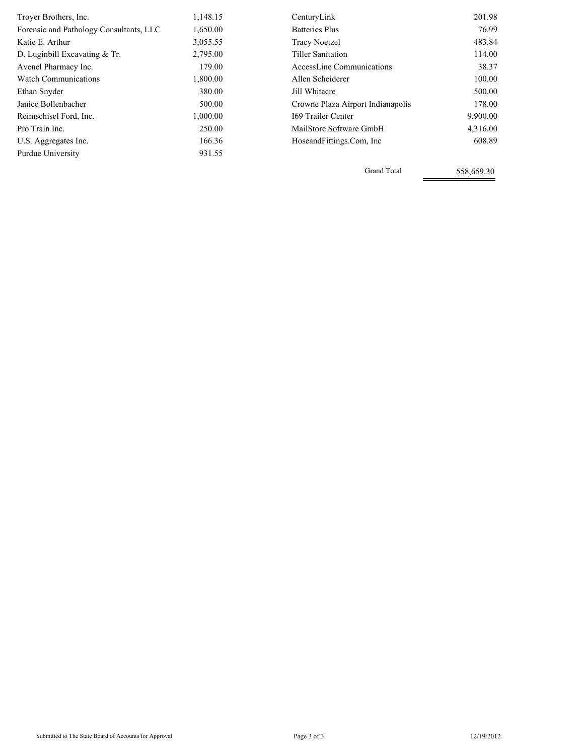| | | | |
|---|---|---|---|
| Troyer Brothers, Inc. | 1,148.15 | CenturyLink | 201.98 |
| Forensic and Pathology Consultants, LLC | 1,650.00 | Batteries Plus | 76.99 |
| Katie E. Arthur | 3,055.55 | Tracy Noetzel | 483.84 |
| D. Luginbill Excavating & Tr. | 2,795.00 | Tiller Sanitation | 114.00 |
| Avenel Pharmacy Inc. | 179.00 | AccessLine Communications | 38.37 |
| Watch Communications | 1,800.00 | Allen Scheiderer | 100.00 |
| Ethan Snyder | 380.00 | Jill Whitacre | 500.00 |
| Janice Bollenbacher | 500.00 | Crowne Plaza Airport Indianapolis | 178.00 |
| Reimschisel Ford, Inc. | 1,000.00 | I69 Trailer Center | 9,900.00 |
| Pro Train Inc. | 250.00 | MailStore Software GmbH | 4,316.00 |
| U.S. Aggregates Inc. | 166.36 | HoseandFittings.Com, Inc | 608.89 |
| Purdue University | 931.55 | | |
| | | Grand Total | 558,659.30 |

Submitted to The State Board of Accounts for Approval

12/19/2012